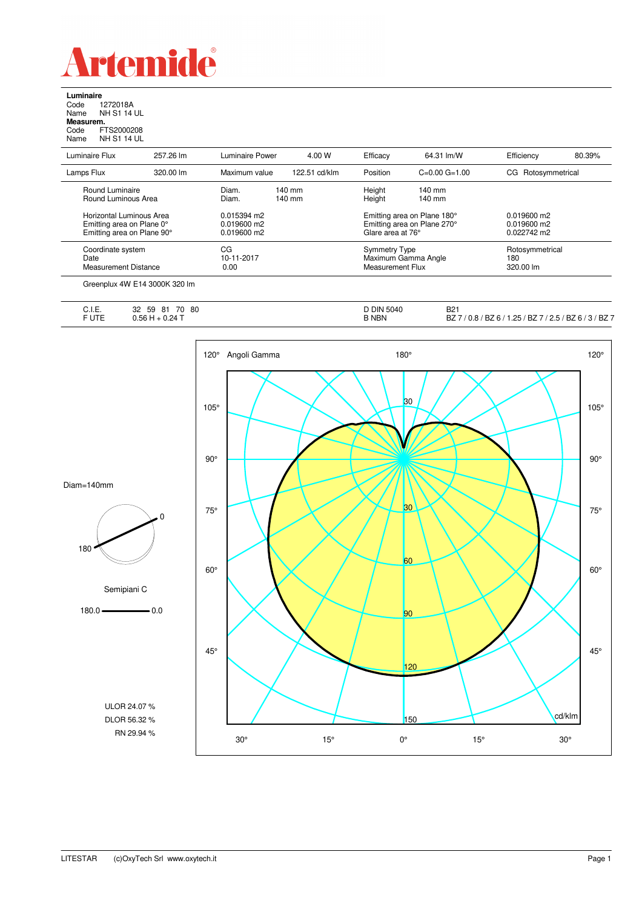# Artemide

**Luminaire**
Code 1272018A
Name NH S1 14 UL
**Measurem.**
Code FTS2000208
Name NH S1 14 UL

| Luminaire Flux | 257.26 lm | Luminaire Power | 4.00 W | Efficacy | 64.31 lm/W | Efficiency | 80.39% |
|---|---|---|---|---|---|---|---|
| Lamps Flux | 320.00 lm | Maximum value | 122.51 cd/klm | Position | C=0.00 G=1.00 | CG | Rotosymmetrical |

| | | | |
|---|---|---|---|
| Round Luminaire | Diam. 140 mm | Height 140 mm | |
| Round Luminous Area | Diam. 140 mm | Height 140 mm | |
| Horizontal Luminous Area | 0.015394 m2 | Emitting area on Plane 180° | 0.019600 m2 |
| Emitting area on Plane 0° | 0.019600 m2 | Emitting area on Plane 270° | 0.019600 m2 |
| Emitting area on Plane 90° | 0.019600 m2 | Glare area at 76° | 0.022742 m2 |
| Coordinate system | CG | Symmetry Type | Rotosymmetrical |
| Date | 10-11-2017 | Maximum Gamma Angle | 180 |
| Measurement Distance | 0.00 | Measurement Flux | 320.00 lm |

Greenplux 4W E14 3000K 320 lm

| | | | |
|---|---|---|---|
| C.I.E. | 32 59 81 70 80 | D DIN 5040 | B21 |
| F UTE | 0.56 H + 0.24 T | B NBN | BZ 7 / 0.8 / BZ 6 / 1.25 / BZ 7 / 2.5 / BZ 6 / 3 / BZ 7 |

Diam=140mm

Semipiani C

180.0 — 0.0

ULOR 24.07 %
DLOR 56.32 %
RN 29.94 %

LITESTAR (c)OxyTech Srl www.oxytech.it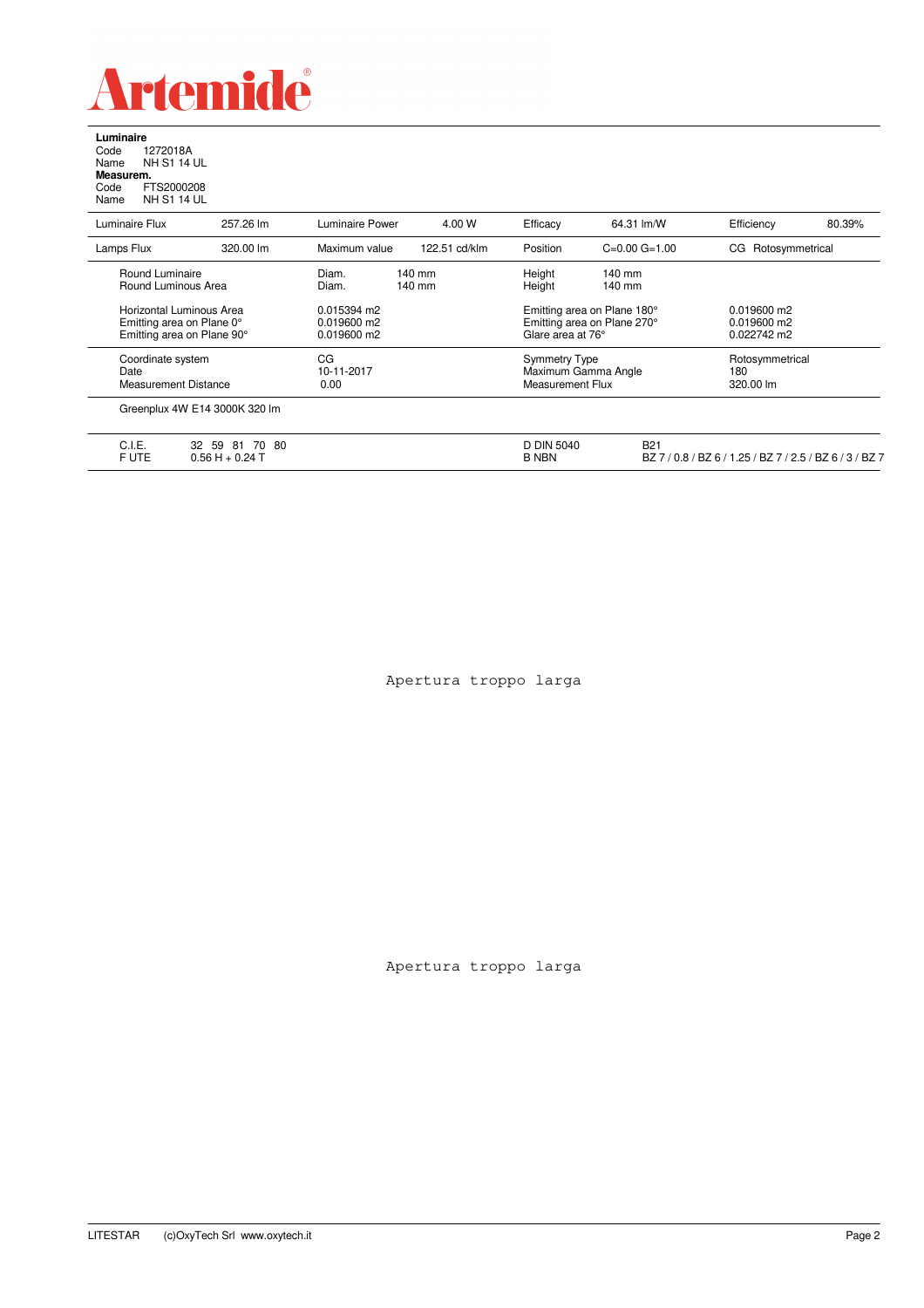# Artemide®

**Luminaire**
Code 1272018A
Name NH S1 14 UL
**Measurem.**
Code FTS2000208
Name NH S1 14 UL

| | | | | | | | |
|---|---|---|---|---|---|---|---|
| Luminaire Flux | 257.26 lm | Luminaire Power | 4.00 W | Efficacy | 64.31 lm/W | Efficiency | 80.39% |
| Lamps Flux | 320.00 lm | Maximum value | 122.51 cd/klm | Position | C=0.00 G=1.00 | CG Rotosymmetrical | |

| | | | | | | |
|---|---|---|---|---|---|---|
| Round Luminaire | Diam. | 140 mm | Height | 140 mm | | |
| Round Luminous Area | Diam. | 140 mm | Height | 140 mm | | |
| Horizontal Luminous Area | 0.015394 m2 | | Emitting area on Plane 180° | | 0.019600 m2 | |
| Emitting area on Plane 0° | 0.019600 m2 | | Emitting area on Plane 270° | | 0.019600 m2 | |
| Emitting area on Plane 90° | 0.019600 m2 | | Glare area at 76° | | 0.022742 m2 | |

| | | | |
|---|---|---|---|
| Coordinate system | CG | Symmetry Type | Rotosymmetrical |
| Date | 10-11-2017 | Maximum Gamma Angle | 180 |
| Measurement Distance | 0.00 | Measurement Flux | 320.00 lm |

Greenplux 4W E14 3000K 320 lm

| | | | |
|---|---|---|---|
| C.I.E. | 32 59 81 70 80 | D DIN 5040 | B21 |
| F UTE | 0.56 H + 0.24 T | B NBN | BZ 7 / 0.8 / BZ 6 / 1.25 / BZ 7 / 2.5 / BZ 6 / 3 / BZ 7 |

Apertura troppo larga

Apertura troppo larga

LITESTAR (c)OxyTech Srl www.oxytech.it